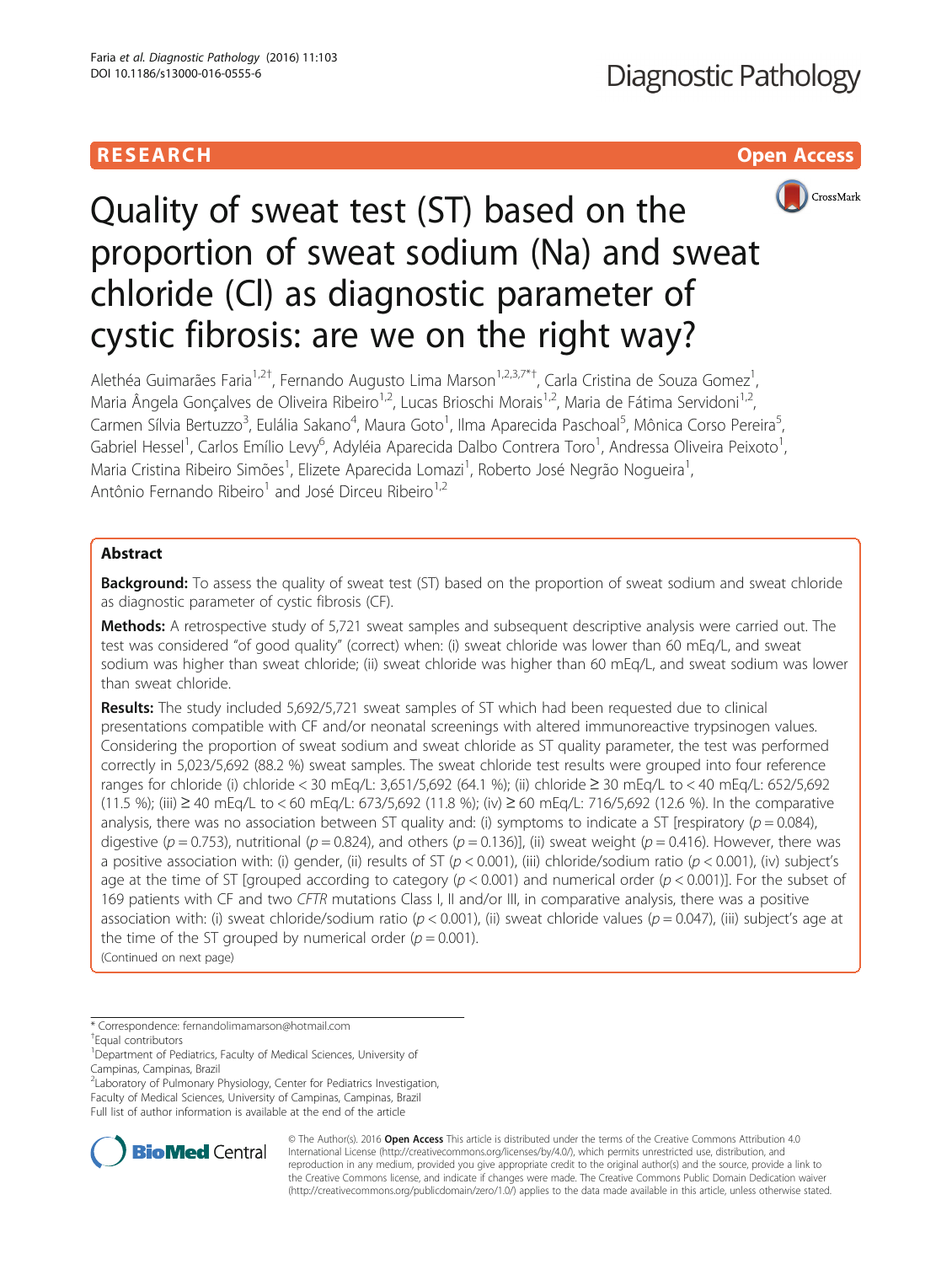RESEARCH Open Access

# Quality of sweat test (ST) based on the proportion of sweat sodium (Na) and sweat chloride (Cl) as diagnostic parameter of cystic fibrosis: are we on the right way?

Alethéa Guimarães Faria[1,2†], Fernando Augusto Lima Marson[1,2,3,7*†], Carla Cristina de Souza Gomez[1], Maria Ângela Gonçalves de Oliveira Ribeiro[1,2], Lucas Brioschi Morais[1,2], Maria de Fátima Servidoni[1,2], Carmen Sílvia Bertuzzo[3], Eulália Sakano[4], Maura Goto[1], Ilma Aparecida Paschoal[5], Mônica Corso Pereira[5], Gabriel Hessel[1], Carlos Emílio Levy[6], Adyléia Aparecida Dalbo Contrera Toro[1], Andressa Oliveira Peixoto[1], Maria Cristina Ribeiro Simões[1], Elizete Aparecida Lomazi[1], Roberto José Negrão Nogueira[1], Antônio Fernando Ribeiro[1] and José Dirceu Ribeiro[1,2]

## Abstract

**Background:** To assess the quality of sweat test (ST) based on the proportion of sweat sodium and sweat chloride as diagnostic parameter of cystic fibrosis (CF).

**Methods:** A retrospective study of 5,721 sweat samples and subsequent descriptive analysis were carried out. The test was considered "of good quality" (correct) when: (i) sweat chloride was lower than 60 mEq/L, and sweat sodium was higher than sweat chloride; (ii) sweat chloride was higher than 60 mEq/L, and sweat sodium was lower than sweat chloride.

**Results:** The study included 5,692/5,721 sweat samples of ST which had been requested due to clinical presentations compatible with CF and/or neonatal screenings with altered immunoreactive trypsinogen values. Considering the proportion of sweat sodium and sweat chloride as ST quality parameter, the test was performed correctly in 5,023/5,692 (88.2 %) sweat samples. The sweat chloride test results were grouped into four reference ranges for chloride (i) chloride < 30 mEq/L: 3,651/5,692 (64.1 %); (ii) chloride ≥ 30 mEq/L to < 40 mEq/L: 652/5,692 (11.5 %); (iii) ≥ 40 mEq/L to < 60 mEq/L: 673/5,692 (11.8 %); (iv) ≥ 60 mEq/L: 716/5,692 (12.6 %). In the comparative analysis, there was no association between ST quality and: (i) symptoms to indicate a ST [respiratory ($p = 0.084$), digestive ($p = 0.753$), nutritional ($p = 0.824$), and others ($p = 0.136$)], (ii) sweat weight ($p = 0.416$). However, there was a positive association with: (i) gender, (ii) results of ST ($p < 0.001$), (iii) chloride/sodium ratio ($p < 0.001$), (iv) subject's age at the time of ST [grouped according to category ($p < 0.001$) and numerical order ($p < 0.001$)]. For the subset of 169 patients with CF and two *CFTR* mutations Class I, II and/or III, in comparative analysis, there was a positive association with: (i) sweat chloride/sodium ratio ($p < 0.001$), (ii) sweat chloride values ($p = 0.047$), (iii) subject's age at the time of the ST grouped by numerical order ($p = 0.001$).

(Continued on next page)

\* Correspondence: fernandolimamarson@hotmail.com
†Equal contributors
[1]Department of Pediatrics, Faculty of Medical Sciences, University of Campinas, Campinas, Brazil
[2]Laboratory of Pulmonary Physiology, Center for Pediatrics Investigation, Faculty of Medical Sciences, University of Campinas, Campinas, Brazil
Full list of author information is available at the end of the article

© The Author(s). 2016 **Open Access** This article is distributed under the terms of the Creative Commons Attribution 4.0 International License (http://creativecommons.org/licenses/by/4.0/), which permits unrestricted use, distribution, and reproduction in any medium, provided you give appropriate credit to the original author(s) and the source, provide a link to the Creative Commons license, and indicate if changes were made. The Creative Commons Public Domain Dedication waiver (http://creativecommons.org/publicdomain/zero/1.0/) applies to the data made available in this article, unless otherwise stated.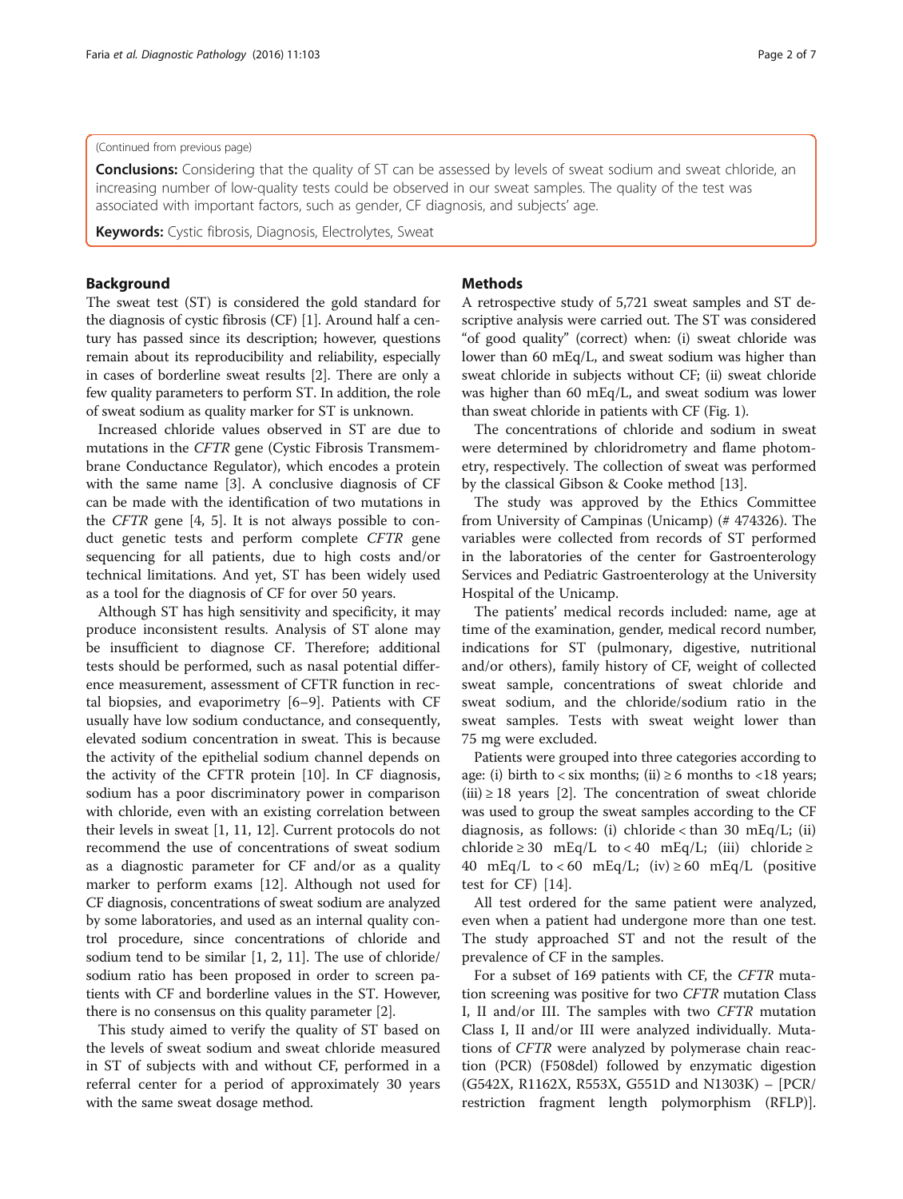(Continued from previous page)

**Conclusions:** Considering that the quality of ST can be assessed by levels of sweat sodium and sweat chloride, an increasing number of low-quality tests could be observed in our sweat samples. The quality of the test was associated with important factors, such as gender, CF diagnosis, and subjects' age.

**Keywords:** Cystic fibrosis, Diagnosis, Electrolytes, Sweat

## Background

The sweat test (ST) is considered the gold standard for the diagnosis of cystic fibrosis (CF) [1]. Around half a century has passed since its description; however, questions remain about its reproducibility and reliability, especially in cases of borderline sweat results [2]. There are only a few quality parameters to perform ST. In addition, the role of sweat sodium as quality marker for ST is unknown.

Increased chloride values observed in ST are due to mutations in the *CFTR* gene (Cystic Fibrosis Transmembrane Conductance Regulator), which encodes a protein with the same name [3]. A conclusive diagnosis of CF can be made with the identification of two mutations in the *CFTR* gene [4, 5]. It is not always possible to conduct genetic tests and perform complete *CFTR* gene sequencing for all patients, due to high costs and/or technical limitations. And yet, ST has been widely used as a tool for the diagnosis of CF for over 50 years.

Although ST has high sensitivity and specificity, it may produce inconsistent results. Analysis of ST alone may be insufficient to diagnose CF. Therefore; additional tests should be performed, such as nasal potential difference measurement, assessment of CFTR function in rectal biopsies, and evaporimetry [6–9]. Patients with CF usually have low sodium conductance, and consequently, elevated sodium concentration in sweat. This is because the activity of the epithelial sodium channel depends on the activity of the CFTR protein [10]. In CF diagnosis, sodium has a poor discriminatory power in comparison with chloride, even with an existing correlation between their levels in sweat [1, 11, 12]. Current protocols do not recommend the use of concentrations of sweat sodium as a diagnostic parameter for CF and/or as a quality marker to perform exams [12]. Although not used for CF diagnosis, concentrations of sweat sodium are analyzed by some laboratories, and used as an internal quality control procedure, since concentrations of chloride and sodium tend to be similar [1, 2, 11]. The use of chloride/sodium ratio has been proposed in order to screen patients with CF and borderline values in the ST. However, there is no consensus on this quality parameter [2].

This study aimed to verify the quality of ST based on the levels of sweat sodium and sweat chloride measured in ST of subjects with and without CF, performed in a referral center for a period of approximately 30 years with the same sweat dosage method.

## Methods

A retrospective study of 5,721 sweat samples and ST descriptive analysis were carried out. The ST was considered "of good quality" (correct) when: (i) sweat chloride was lower than 60 mEq/L, and sweat sodium was higher than sweat chloride in subjects without CF; (ii) sweat chloride was higher than 60 mEq/L, and sweat sodium was lower than sweat chloride in patients with CF (Fig. 1).

The concentrations of chloride and sodium in sweat were determined by chloridrometry and flame photometry, respectively. The collection of sweat was performed by the classical Gibson & Cooke method [13].

The study was approved by the Ethics Committee from University of Campinas (Unicamp) (# 474326). The variables were collected from records of ST performed in the laboratories of the center for Gastroenterology Services and Pediatric Gastroenterology at the University Hospital of the Unicamp.

The patients' medical records included: name, age at time of the examination, gender, medical record number, indications for ST (pulmonary, digestive, nutritional and/or others), family history of CF, weight of collected sweat sample, concentrations of sweat chloride and sweat sodium, and the chloride/sodium ratio in the sweat samples. Tests with sweat weight lower than 75 mg were excluded.

Patients were grouped into three categories according to age: (i) birth to < six months; (ii) ≥ 6 months to <18 years; (iii) ≥ 18 years [2]. The concentration of sweat chloride was used to group the sweat samples according to the CF diagnosis, as follows: (i) chloride < than 30 mEq/L; (ii) chloride ≥ 30 mEq/L to < 40 mEq/L; (iii) chloride ≥ 40 mEq/L to < 60 mEq/L; (iv) ≥ 60 mEq/L (positive test for CF) [14].

All test ordered for the same patient were analyzed, even when a patient had undergone more than one test. The study approached ST and not the result of the prevalence of CF in the samples.

For a subset of 169 patients with CF, the *CFTR* mutation screening was positive for two *CFTR* mutation Class I, II and/or III. The samples with two *CFTR* mutation Class I, II and/or III were analyzed individually. Mutations of *CFTR* were analyzed by polymerase chain reaction (PCR) (F508del) followed by enzymatic digestion (G542X, R1162X, R553X, G551D and N1303K) – [PCR/restriction fragment length polymorphism (RFLP)].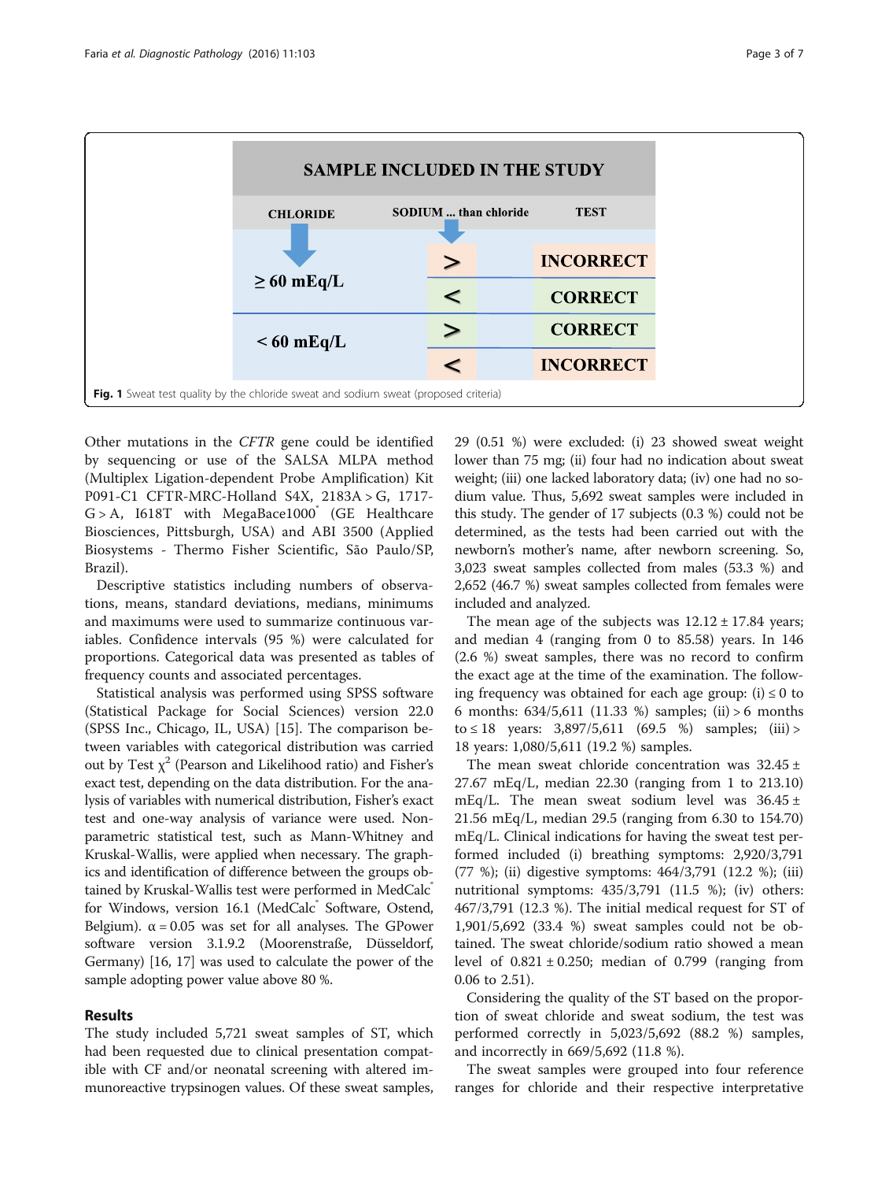| SAMPLE INCLUDED IN THE STUDY | | |
|---|---|---|
| CHLORIDE | SODIUM ... than chloride | TEST |
| ≥ 60 mEq/L | > | INCORRECT |
| | < | CORRECT |
| < 60 mEq/L | > | CORRECT |
| | < | INCORRECT |

**Fig. 1** Sweat test quality by the chloride sweat and sodium sweat (proposed criteria)

Other mutations in the *CFTR* gene could be identified by sequencing or use of the SALSA MLPA method (Multiplex Ligation-dependent Probe Amplification) Kit P091-C1 CFTR-MRC-Holland S4X, 2183A > G, 1717-G > A, I618T with MegaBace1000® (GE Healthcare Biosciences, Pittsburgh, USA) and ABI 3500 (Applied Biosystems - Thermo Fisher Scientific, São Paulo/SP, Brazil).

Descriptive statistics including numbers of observations, means, standard deviations, medians, minimums and maximums were used to summarize continuous variables. Confidence intervals (95 %) were calculated for proportions. Categorical data was presented as tables of frequency counts and associated percentages.

Statistical analysis was performed using SPSS software (Statistical Package for Social Sciences) version 22.0 (SPSS Inc., Chicago, IL, USA) [15]. The comparison between variables with categorical distribution was carried out by Test $\chi^2$ (Pearson and Likelihood ratio) and Fisher's exact test, depending on the data distribution. For the analysis of variables with numerical distribution, Fisher's exact test and one-way analysis of variance were used. Nonparametric statistical test, such as Mann-Whitney and Kruskal-Wallis, were applied when necessary. The graphics and identification of difference between the groups obtained by Kruskal-Wallis test were performed in MedCalc® for Windows, version 16.1 (MedCalc® Software, Ostend, Belgium). $\alpha = 0.05$ was set for all analyses. The GPower software version 3.1.9.2 (Moorenstraße, Düsseldorf, Germany) [16, 17] was used to calculate the power of the sample adopting power value above 80 %.

## Results

The study included 5,721 sweat samples of ST, which had been requested due to clinical presentation compatible with CF and/or neonatal screening with altered immunoreactive trypsinogen values. Of these sweat samples, 29 (0.51 %) were excluded: (i) 23 showed sweat weight lower than 75 mg; (ii) four had no indication about sweat weight; (iii) one lacked laboratory data; (iv) one had no sodium value. Thus, 5,692 sweat samples were included in this study. The gender of 17 subjects (0.3 %) could not be determined, as the tests had been carried out with the newborn's mother's name, after newborn screening. So, 3,023 sweat samples collected from males (53.3 %) and 2,652 (46.7 %) sweat samples collected from females were included and analyzed.

The mean age of the subjects was 12.12 ± 17.84 years; and median 4 (ranging from 0 to 85.58) years. In 146 (2.6 %) sweat samples, there was no record to confirm the exact age at the time of the examination. The following frequency was obtained for each age group: (i) ≤ 0 to 6 months: 634/5,611 (11.33 %) samples; (ii) > 6 months to ≤ 18 years: 3,897/5,611 (69.5 %) samples; (iii) > 18 years: 1,080/5,611 (19.2 %) samples.

The mean sweat chloride concentration was 32.45 ± 27.67 mEq/L, median 22.30 (ranging from 1 to 213.10) mEq/L. The mean sweat sodium level was 36.45 ± 21.56 mEq/L, median 29.5 (ranging from 6.30 to 154.70) mEq/L. Clinical indications for having the sweat test performed included (i) breathing symptoms: 2,920/3,791 (77 %); (ii) digestive symptoms: 464/3,791 (12.2 %); (iii) nutritional symptoms: 435/3,791 (11.5 %); (iv) others: 467/3,791 (12.3 %). The initial medical request for ST of 1,901/5,692 (33.4 %) sweat samples could not be obtained. The sweat chloride/sodium ratio showed a mean level of 0.821 ± 0.250; median of 0.799 (ranging from 0.06 to 2.51).

Considering the quality of the ST based on the proportion of sweat chloride and sweat sodium, the test was performed correctly in 5,023/5,692 (88.2 %) samples, and incorrectly in 669/5,692 (11.8 %).

The sweat samples were grouped into four reference ranges for chloride and their respective interpretative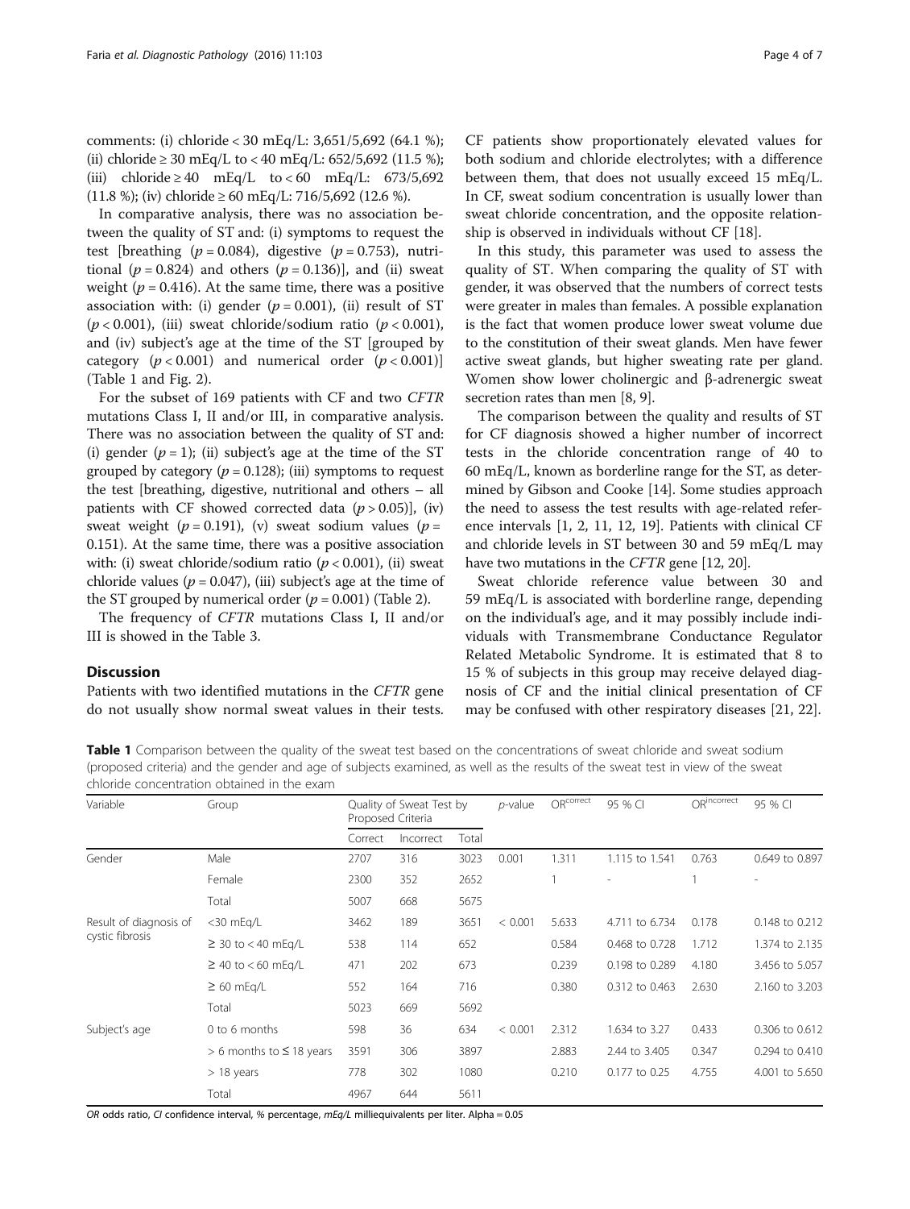comments: (i) chloride < 30 mEq/L: 3,651/5,692 (64.1 %); (ii) chloride ≥ 30 mEq/L to < 40 mEq/L: 652/5,692 (11.5 %); (iii) chloride ≥ 40 mEq/L to < 60 mEq/L: 673/5,692 (11.8 %); (iv) chloride ≥ 60 mEq/L: 716/5,692 (12.6 %).

In comparative analysis, there was no association between the quality of ST and: (i) symptoms to request the test [breathing ($p = 0.084$), digestive ($p = 0.753$), nutritional ($p = 0.824$) and others ($p = 0.136$)], and (ii) sweat weight ($p = 0.416$). At the same time, there was a positive association with: (i) gender ($p = 0.001$), (ii) result of ST ($p < 0.001$), (iii) sweat chloride/sodium ratio ($p < 0.001$), and (iv) subject's age at the time of the ST [grouped by category ($p < 0.001$) and numerical order ($p < 0.001$)] (Table 1 and Fig. 2).

For the subset of 169 patients with CF and two *CFTR* mutations Class I, II and/or III, in comparative analysis. There was no association between the quality of ST and: (i) gender ($p = 1$); (ii) subject's age at the time of the ST grouped by category ($p = 0.128$); (iii) symptoms to request the test [breathing, digestive, nutritional and others – all patients with CF showed corrected data ($p > 0.05$)], (iv) sweat weight ($p = 0.191$), (v) sweat sodium values ($p = 0.151$). At the same time, there was a positive association with: (i) sweat chloride/sodium ratio ($p < 0.001$), (ii) sweat chloride values ($p = 0.047$), (iii) subject's age at the time of the ST grouped by numerical order ($p = 0.001$) (Table 2).

The frequency of *CFTR* mutations Class I, II and/or III is showed in the Table 3.

## Discussion

Patients with two identified mutations in the *CFTR* gene do not usually show normal sweat values in their tests. CF patients show proportionately elevated values for both sodium and chloride electrolytes; with a difference between them, that does not usually exceed 15 mEq/L. In CF, sweat sodium concentration is usually lower than sweat chloride concentration, and the opposite relationship is observed in individuals without CF [18].

In this study, this parameter was used to assess the quality of ST. When comparing the quality of ST with gender, it was observed that the numbers of correct tests were greater in males than females. A possible explanation is the fact that women produce lower sweat volume due to the constitution of their sweat glands. Men have fewer active sweat glands, but higher sweating rate per gland. Women show lower cholinergic and β-adrenergic sweat secretion rates than men [8, 9].

The comparison between the quality and results of ST for CF diagnosis showed a higher number of incorrect tests in the chloride concentration range of 40 to 60 mEq/L, known as borderline range for the ST, as determined by Gibson and Cooke [14]. Some studies approach the need to assess the test results with age-related reference intervals [1, 2, 11, 12, 19]. Patients with clinical CF and chloride levels in ST between 30 and 59 mEq/L may have two mutations in the *CFTR* gene [12, 20].

Sweat chloride reference value between 30 and 59 mEq/L is associated with borderline range, depending on the individual's age, and it may possibly include individuals with Transmembrane Conductance Regulator Related Metabolic Syndrome. It is estimated that 8 to 15 % of subjects in this group may receive delayed diagnosis of CF and the initial clinical presentation of CF may be confused with other respiratory diseases [21, 22].

**Table 1** Comparison between the quality of the sweat test based on the concentrations of sweat chloride and sweat sodium (proposed criteria) and the gender and age of subjects examined, as well as the results of the sweat test in view of the sweat chloride concentration obtained in the exam

| Variable | Group | Quality of Sweat Test by Proposed Criteria | | | *p*-value | OR[correct] | 95 % CI | OR[incorrect] | 95 % CI |
|---|---|---|---|---|---|---|---|---|---|
| | | Correct | Incorrect | Total | | | | | |
| Gender | Male | 2707 | 316 | 3023 | 0.001 | 1.311 | 1.115 to 1.541 | 0.763 | 0.649 to 0.897 |
| | Female | 2300 | 352 | 2652 | | 1 | - | 1 | - |
| | Total | 5007 | 668 | 5675 | | | | | |
| Result of diagnosis of cystic fibrosis | <30 mEq/L | 3462 | 189 | 3651 | < 0.001 | 5.633 | 4.711 to 6.734 | 0.178 | 0.148 to 0.212 |
| | ≥ 30 to < 40 mEq/L | 538 | 114 | 652 | | 0.584 | 0.468 to 0.728 | 1.712 | 1.374 to 2.135 |
| | ≥ 40 to < 60 mEq/L | 471 | 202 | 673 | | 0.239 | 0.198 to 0.289 | 4.180 | 3.456 to 5.057 |
| | ≥ 60 mEq/L | 552 | 164 | 716 | | 0.380 | 0.312 to 0.463 | 2.630 | 2.160 to 3.203 |
| | Total | 5023 | 669 | 5692 | | | | | |
| Subject's age | 0 to 6 months | 598 | 36 | 634 | < 0.001 | 2.312 | 1.634 to 3.27 | 0.433 | 0.306 to 0.612 |
| | > 6 months to ≤ 18 years | 3591 | 306 | 3897 | | 2.883 | 2.44 to 3.405 | 0.347 | 0.294 to 0.410 |
| | > 18 years | 778 | 302 | 1080 | | 0.210 | 0.177 to 0.25 | 4.755 | 4.001 to 5.650 |
| | Total | 4967 | 644 | 5611 | | | | | |

*OR* odds ratio, *CI* confidence interval, % percentage, *mEq/L* milliequivalents per liter. Alpha = 0.05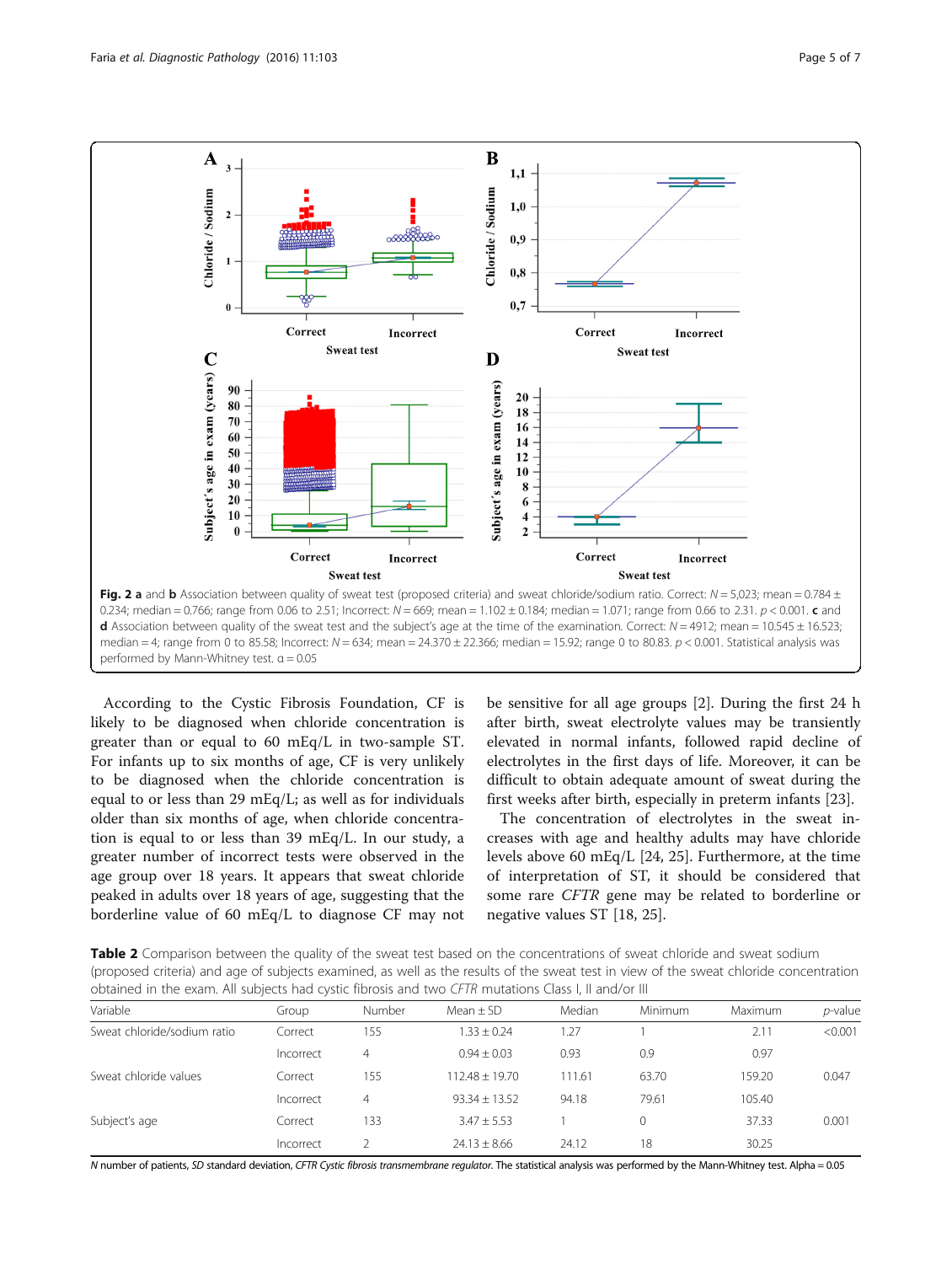A

Chloride / Sodium

3
2
1
0

Correct
Incorrect

Sweat test

B

Chloride / Sodium

1,1
1,0
0,9
0,8
0,7

Correct
Incorrect

Sweat test

C

Subject's age in exam (years)

90
80
70
60
50
40
30
20
10
0

Correct
Incorrect

Sweat test

D

Subject's age in exam (years)

20
18
16
14
12
10
8
6
4
2

Correct
Incorrect

Sweat test

**Fig. 2** **a** and **b** Association between quality of sweat test (proposed criteria) and sweat chloride/sodium ratio. Correct: $N = 5{,}023$; mean = 0.784 ± 0.234; median = 0.766; range from 0.06 to 2.51; Incorrect: $N = 669$; mean = 1.102 ± 0.184; median = 1.071; range from 0.66 to 2.31. $p < 0.001$. **c** and **d** Association between quality of the sweat test and the subject's age at the time of the examination. Correct: $N = 4912$; mean = 10.545 ± 16.523; median = 4; range from 0 to 85.58; Incorrect: $N = 634$; mean = 24.370 ± 22.366; median = 15.92; range 0 to 80.83. $p < 0.001$. Statistical analysis was performed by Mann-Whitney test. α = 0.05

According to the Cystic Fibrosis Foundation, CF is likely to be diagnosed when chloride concentration is greater than or equal to 60 mEq/L in two-sample ST. For infants up to six months of age, CF is very unlikely to be diagnosed when the chloride concentration is equal to or less than 29 mEq/L; as well as for individuals older than six months of age, when chloride concentration is equal to or less than 39 mEq/L. In our study, a greater number of incorrect tests were observed in the age group over 18 years. It appears that sweat chloride peaked in adults over 18 years of age, suggesting that the borderline value of 60 mEq/L to diagnose CF may not be sensitive for all age groups [2]. During the first 24 h after birth, sweat electrolyte values may be transiently elevated in normal infants, followed rapid decline of electrolytes in the first days of life. Moreover, it can be difficult to obtain adequate amount of sweat during the first weeks after birth, especially in preterm infants [23].

The concentration of electrolytes in the sweat increases with age and healthy adults may have chloride levels above 60 mEq/L [24, 25]. Furthermore, at the time of interpretation of ST, it should be considered that some rare *CFTR* gene may be related to borderline or negative values ST [18, 25].

**Table 2** Comparison between the quality of the sweat test based on the concentrations of sweat chloride and sweat sodium (proposed criteria) and age of subjects examined, as well as the results of the sweat test in view of the sweat chloride concentration obtained in the exam. All subjects had cystic fibrosis and two *CFTR* mutations Class I, II and/or III

| Variable | Group | Number | Mean ± SD | Median | Minimum | Maximum | p-value |
|---|---|---|---|---|---|---|---|
| Sweat chloride/sodium ratio | Correct | 155 | 1.33 ± 0.24 | 1.27 | 1 | 2.11 | <0.001 |
| | Incorrect | 4 | 0.94 ± 0.03 | 0.93 | 0.9 | 0.97 | |
| Sweat chloride values | Correct | 155 | 112.48 ± 19.70 | 111.61 | 63.70 | 159.20 | 0.047 |
| | Incorrect | 4 | 93.34 ± 13.52 | 94.18 | 79.61 | 105.40 | |
| Subject's age | Correct | 133 | 3.47 ± 5.53 | 1 | 0 | 37.33 | 0.001 |
| | Incorrect | 2 | 24.13 ± 8.66 | 24.12 | 18 | 30.25 | |

*N* number of patients, *SD* standard deviation, *CFTR Cystic fibrosis transmembrane regulator*. The statistical analysis was performed by the Mann-Whitney test. Alpha = 0.05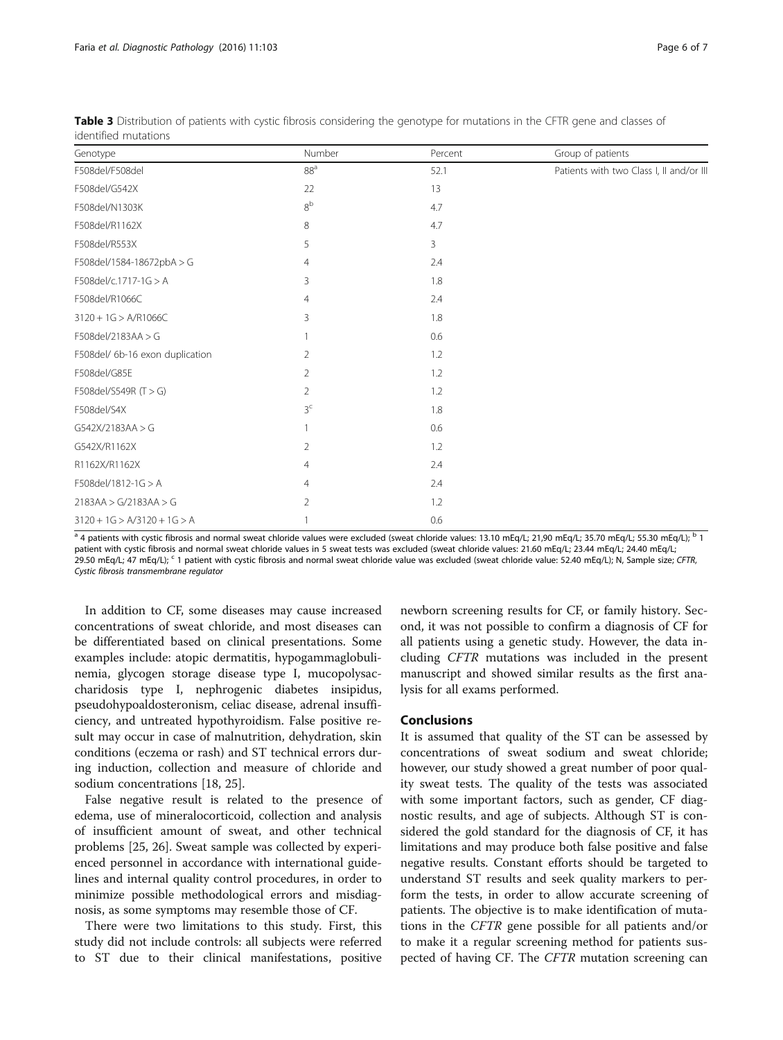**Table 3** Distribution of patients with cystic fibrosis considering the genotype for mutations in the CFTR gene and classes of identified mutations

| Genotype | Number | Percent | Group of patients |
| --- | --- | --- | --- |
| F508del/F508del | 88[a] | 52.1 | Patients with two Class I, II and/or III |
| F508del/G542X | 22 | 13 | |
| F508del/N1303K | 8[b] | 4.7 | |
| F508del/R1162X | 8 | 4.7 | |
| F508del/R553X | 5 | 3 | |
| F508del/1584-18672pbA > G | 4 | 2.4 | |
| F508del/c.1717-1G > A | 3 | 1.8 | |
| F508del/R1066C | 4 | 2.4 | |
| 3120 + 1G > A/R1066C | 3 | 1.8 | |
| F508del/2183AA > G | 1 | 0.6 | |
| F508del/ 6b-16 exon duplication | 2 | 1.2 | |
| F508del/G85E | 2 | 1.2 | |
| F508del/S549R (T > G) | 2 | 1.2 | |
| F508del/S4X | 3[c] | 1.8 | |
| G542X/2183AA > G | 1 | 0.6 | |
| G542X/R1162X | 2 | 1.2 | |
| R1162X/R1162X | 4 | 2.4 | |
| F508del/1812-1G > A | 4 | 2.4 | |
| 2183AA > G/2183AA > G | 2 | 1.2 | |
| 3120 + 1G > A/3120 + 1G > A | 1 | 0.6 | |

[a] 4 patients with cystic fibrosis and normal sweat chloride values were excluded (sweat chloride values: 13.10 mEq/L; 21,90 mEq/L; 35.70 mEq/L; 55.30 mEq/L); [b] 1 patient with cystic fibrosis and normal sweat chloride values in 5 sweat tests was excluded (sweat chloride values: 21.60 mEq/L; 23.44 mEq/L; 24.40 mEq/L; 29.50 mEq/L; 47 mEq/L); [c] 1 patient with cystic fibrosis and normal sweat chloride value was excluded (sweat chloride value: 52.40 mEq/L); N, Sample size; *CFTR*, *Cystic fibrosis transmembrane regulator*

In addition to CF, some diseases may cause increased concentrations of sweat chloride, and most diseases can be differentiated based on clinical presentations. Some examples include: atopic dermatitis, hypogammaglobulinemia, glycogen storage disease type I, mucopolysaccharidosis type I, nephrogenic diabetes insipidus, pseudohypoaldosteronism, celiac disease, adrenal insufficiency, and untreated hypothyroidism. False positive result may occur in case of malnutrition, dehydration, skin conditions (eczema or rash) and ST technical errors during induction, collection and measure of chloride and sodium concentrations [18, 25].

False negative result is related to the presence of edema, use of mineralocorticoid, collection and analysis of insufficient amount of sweat, and other technical problems [25, 26]. Sweat sample was collected by experienced personnel in accordance with international guidelines and internal quality control procedures, in order to minimize possible methodological errors and misdiagnosis, as some symptoms may resemble those of CF.

There were two limitations to this study. First, this study did not include controls: all subjects were referred to ST due to their clinical manifestations, positive newborn screening results for CF, or family history. Second, it was not possible to confirm a diagnosis of CF for all patients using a genetic study. However, the data including *CFTR* mutations was included in the present manuscript and showed similar results as the first analysis for all exams performed.

## Conclusions

It is assumed that quality of the ST can be assessed by concentrations of sweat sodium and sweat chloride; however, our study showed a great number of poor quality sweat tests. The quality of the tests was associated with some important factors, such as gender, CF diagnostic results, and age of subjects. Although ST is considered the gold standard for the diagnosis of CF, it has limitations and may produce both false positive and false negative results. Constant efforts should be targeted to understand ST results and seek quality markers to perform the tests, in order to allow accurate screening of patients. The objective is to make identification of mutations in the *CFTR* gene possible for all patients and/or to make it a regular screening method for patients suspected of having CF. The *CFTR* mutation screening can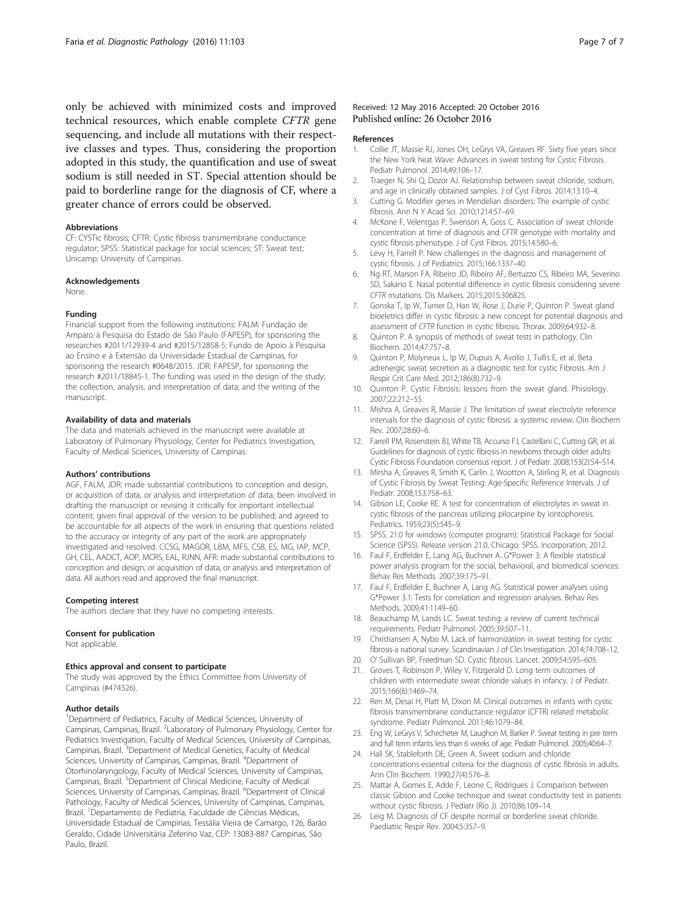only be achieved with minimized costs and improved technical resources, which enable complete *CFTR* gene sequencing, and include all mutations with their respective classes and types. Thus, considering the proportion adopted in this study, the quantification and use of sweat sodium is still needed in ST. Special attention should be paid to borderline range for the diagnosis of CF, where a greater chance of errors could be observed.

### Abbreviations

CF: CYSTic fibrosis; CFTR: Cystic fibrosis transmembrane conductance regulator; SPSS: Statistical package for social sciences; ST: Sweat test; Unicamp: University of Campinas

### Acknowledgements

None.

### Funding

Financial support from the following institutions: FALM: Fundação de Amparo à Pesquisa do Estado de São Paulo (FAPESP), for sponsoring the researches #2011/12939-4 and #2015/12858-5; Fundo de Apoio à Pesquisa ao Ensino e à Extensão da Universidade Estadual de Campinas, for sponsoring the research #0648/2015. JDR: FAPESP, for sponsoring the research #2011/18845-1. The funding was used in the design of the study; the collection, analysis, and interpretation of data; and the writing of the manuscript.

### Availability of data and materials

The data and materials achieved in the manuscript were available at Laboratory of Pulmonary Physiology, Center for Pediatrics Investigation, Faculty of Medical Sciences, University of Campinas.

### Authors' contributions

AGF, FALM, JDR: made substantial contributions to conception and design, or acquisition of data, or analysis and interpretation of data; been involved in drafting the manuscript or revising it critically for important intellectual content; given final approval of the version to be published; and agreed to be accountable for all aspects of the work in ensuring that questions related to the accuracy or integrity of any part of the work are appropriately investigated and resolved. CCSG, MAGOR, LBM, MFS, CSB, ES, MG, IAP, MCP, GH, CEL, AADCT, AOP, MCRS, EAL, RJNN, AFR: made substantial contributions to conception and design, or acquisition of data, or analysis and interpretation of data. All authors read and approved the final manuscript.

### Competing interest

The authors declare that they have no competing interests.

### Consent for publication

Not applicable.

### Ethics approval and consent to participate

The study was approved by the Ethics Committee from University of Campinas (#474326).

### Author details

[1]Department of Pediatrics, Faculty of Medical Sciences, University of Campinas, Campinas, Brazil. [2]Laboratory of Pulmonary Physiology, Center for Pediatrics Investigation, Faculty of Medical Sciences, University of Campinas, Campinas, Brazil. [3]Department of Medical Genetics, Faculty of Medical Sciences, University of Campinas, Campinas, Brazil. [4]Department of Otorhinolaryngology, Faculty of Medical Sciences, University of Campinas, Campinas, Brazil. [5]Department of Clinical Medicine, Faculty of Medical Sciences, University of Campinas, Campinas, Brazil. [6]Department of Clinical Pathology, Faculty of Medical Sciences, University of Campinas, Campinas, Brazil. [7]Departamento de Pediatria, Faculdade de Ciências Médicas, Universidade Estadual de Campinas, Tessália Vieira de Camargo, 126, Barão Geraldo, Cidade Universitária Zeferino Vaz, CEP: 13083-887 Campinas, São Paulo, Brazil.

Received: 12 May 2016 Accepted: 20 October 2016
Published online: 26 October 2016

### References

1. Collie JT, Massie RJ, Jones OH, LeGrys VA, Greaves RF. Sixty five years since the New York heat Wave: Advances in sweat testing for Cystic Fibrosis. Pediatr Pulmonol. 2014;49:106–17.
2. Traeger N, Shi Q, Dozor AJ. Relationship between sweat chloride, sodium, and age in clinically obtained samples. J of Cyst Fibros. 2014;13:10–4.
3. Cutting G. Modifier genes in Mendelian disorders: The example of cystic fibrosis. Ann N Y Acad Sci. 2010;1214:57–69.
4. McKone F, Velentgas P, Swenson A, Goss C. Association of sweat chloride concentration at time of diagnosis and *CFTR* genotype with mortality and cystic fibrosis phenotype. J of Cyst Fibros. 2015;14:580–6.
5. Levy H, Farrell P. New challenges in the diagnosis and management of cystic fibrosis. J of Pediatrics. 2015;166:1337–40.
6. Ng RT, Marson FA, Ribeiro JD, Ribeiro AF, Bertuzzo CS, Ribeiro MA, Severino SD, Sakano E. Nasal potential difference in cystic fibrosis considering severe *CFTR* mutations. Dis Markers. 2015;2015:306825.
7. Gonska T, Ip W, Turner D, Han W, Rose J, Durie P, Quinton P. Sweat gland bioeletrics differ in cystic fibrosis: a new concept for potential diagnosis and assessment of *CFTR* function in cystic fibrosis. Thorax. 2009;64:932–8.
8. Quinton P. A synopsis of methods of sweat tests in pathology. Clin Biochem. 2014;47:757–8.
9. Quinton P, Molyneux L, Ip W, Dupuis A, Avolio J, Tullis E, et al. Beta adrenergic sweat secretion as a diagnostic test for cystic Fibrosis. Am J Respir Crit Care Med. 2012;186(8):732–9.
10. Quinton P. Cystic Fibrosis: lessons from the sweat gland. Phisiology. 2007;22:212–55.
11. Mishra A, Greaves R, Massie J. The limitation of sweat electrolyte reference intervals for the diagnosis of cystic fibrosis: a systemic review. Clin Biochem Rev. 2007;28:60–6.
12. Farrell PM, Rosenstein BJ, White TB, Accurso FJ, Castellani C, Cutting GR, et al. Guidelines for diagnosis of cystic fibrosis in newborns through older adults: Cystic Fibrosis Foundation consensus report. J of Pediatr. 2008;153(2):S4–S14.
13. Mirsha A, Greaves R, Smith K, Carlin J, Wootton A, Stirling R, et al. Diagnosis of Cystic Fibrosis by Sweat Testing: Age-Specific Reference Intervals. J of Pediatr. 2008;153:758–63.
14. Gibson LE, Cooke RE. A test for concentration of electrolytes in sweat in cystic fibrosis of the pancreas utilizing pilocarpine by iontophoresis. Pediatrics. 1959;23(5):545–9.
15. SPSS. 21.0 for windows (computer program): Statistical Package for Social Science (SPSS). Release version 21.0. Chicago: SPSS. Incorporation; 2012.
16. Faul F, Erdfelder E, Lang AG, Buchner A. G*Power 3: A flexible statistical power analysis program for the social, behavioral, and biomedical sciences. Behav Res Methods. 2007;39:175–91.
17. Faul F, Erdfelder E, Buchner A, Lang AG. Statistical power analyses using G*Power 3.1: Tests for correlation and regression analyses. Behav Res Methods. 2009;41:1149–60.
18. Beauchamp M, Lands LC. Sweat testing: a review of current technical requirements. Pediatr Pulmonol. 2005;39:507–11.
19. Christiansen A, Nybo M. Lack of harmonization in sweat testing for cystic fibrosis-a national survey. Scandinavian J of Clin Investigation. 2014;74:708–12.
20. O' Sullivan BP, Freedman SD. Cystic fibrosis. Lancet. 2009;54:595–605.
21. Groves T, Robinson P, Wiley V, Fitzgerald D. Long term outcomes of children with intermediate sweat chloride values in infancy. J of Pediatr. 2015;166(6):1469–74.
22. Ren M, Desai H, Platt M, Dixon M. Clinical outcomes in infants with cystic fibrosis transmembrane conductance regulator (CFTR) related metabolic syndrome. Pediatr Pulmonol. 2011;46:1079–84.
23. Eng W, LeGrys V, Schecheter M, Laughon M, Barker P. Sweat testing in pre term and full term infants less than 6 weeks of age. Pediatr Pulmonol. 2005;40:64–7.
24. Hall SK, Stableforth DE, Green A. Sweet sodium and chloride concentrations-essential criteria for the diagnosis of cystic fibrosis in adults. Ann Clin Biochem. 1990;27(4):576–8.
25. Mattar A, Gomes E, Adde F, Leone C, Rodrigues J. Comparison between classic Gibson and Cooke technique and sweat conductivity test in patients without cystic fibrosis. J Pediatr (Rio J). 2010;86:109–14.
26. Leig M. Diagnosis of CF despite normal or borderline sweat chloride. Paediatric Respir Rev. 2004;5:357–9.